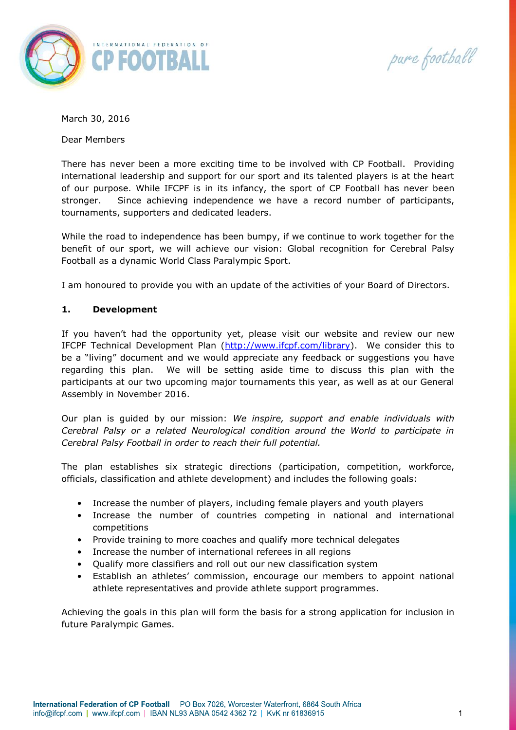March 30, 2016

Dear Members

There has never been a more exciting time to be involved with CP Football. Providing international leadership and support for our sport and its talented players is at the heart of our purpose. While IFCPF is in its infancy, the sport of CP Football has never been stronger. Since achieving independence we have a record number of participants, tournaments, supporters and dedicated leaders.

While the road to independence has been bumpy, if we continue to work together for the benefit of our sport, we will achieve our vision: Global recognition for Cerebral Palsy Football as a dynamic World Class Paralympic Sport.

I am honoured to provide you with an update of the activities of your Board of Directors.

## 1. Development

If you haven't had the opportunity yet, please visit our website and review our new IFCPF Technical Development Plan ([http://www.ifcpf.com/library](http://www.ifcpf.com/library)). We consider this to be a "living" document and we would appreciate any feedback or suggestions you have regarding this plan. We will be setting aside time to discuss this plan with the participants at our two upcoming major tournaments this year, as well as at our General Assembly in November 2016.

Our plan is guided by our mission: *We inspire, support and enable individuals with Cerebral Palsy or a related Neurological condition around the World to participate in Cerebral Palsy Football in order to reach their full potential.*

The plan establishes six strategic directions (participation, competition, workforce, officials, classification and athlete development) and includes the following goals:

- Increase the number of players, including female players and youth players
- Increase the number of countries competing in national and international competitions
- Provide training to more coaches and qualify more technical delegates
- Increase the number of international referees in all regions
- Qualify more classifiers and roll out our new classification system
- Establish an athletes' commission, encourage our members to appoint national athlete representatives and provide athlete support programmes.

Achieving the goals in this plan will form the basis for a strong application for inclusion in future Paralympic Games.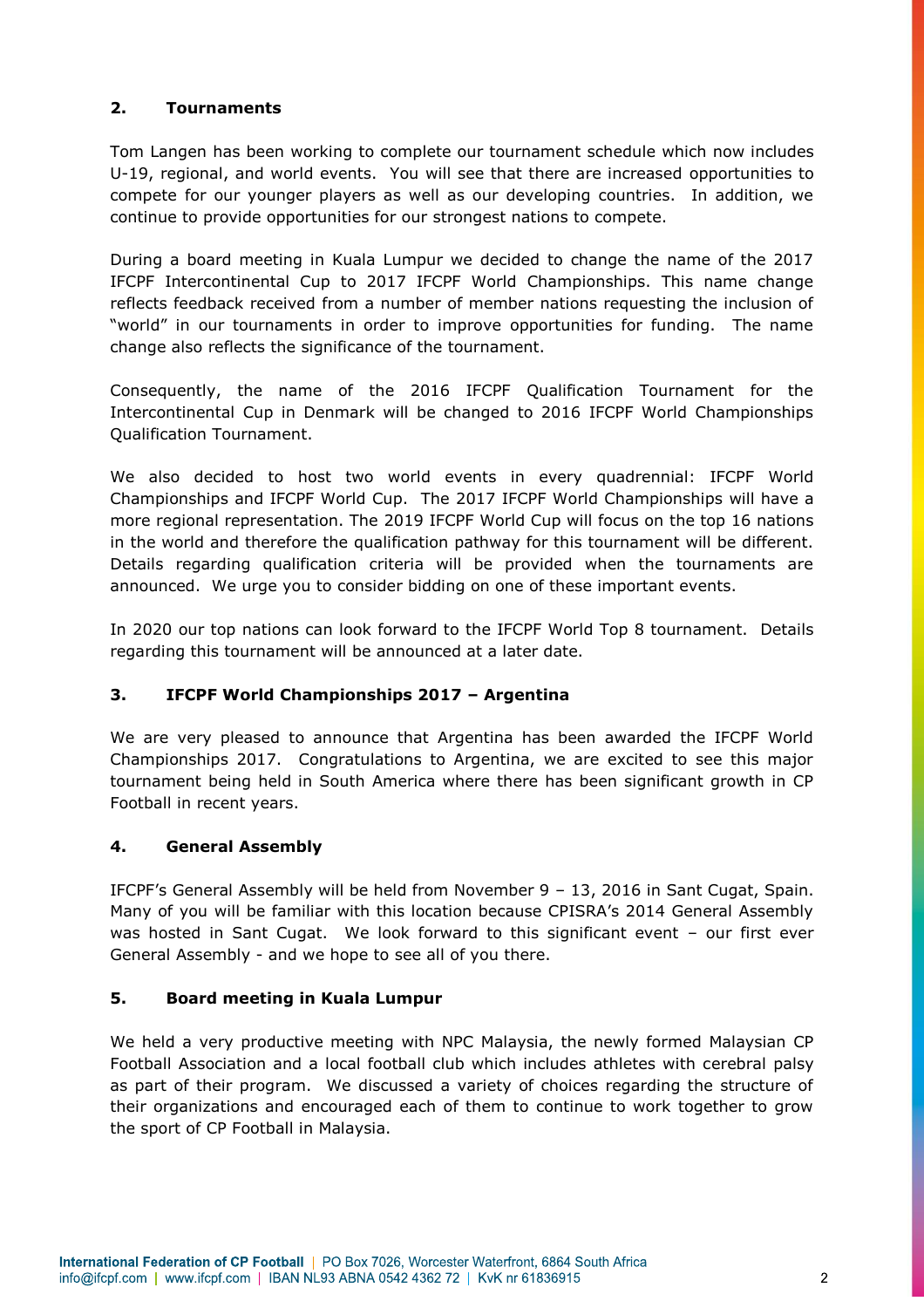## 2. Tournaments

Tom Langen has been working to complete our tournament schedule which now includes U-19, regional, and world events. You will see that there are increased opportunities to compete for our younger players as well as our developing countries. In addition, we continue to provide opportunities for our strongest nations to compete.

During a board meeting in Kuala Lumpur we decided to change the name of the 2017 IFCPF Intercontinental Cup to 2017 IFCPF World Championships. This name change reflects feedback received from a number of member nations requesting the inclusion of "world" in our tournaments in order to improve opportunities for funding. The name change also reflects the significance of the tournament.

Consequently, the name of the 2016 IFCPF Qualification Tournament for the Intercontinental Cup in Denmark will be changed to 2016 IFCPF World Championships Qualification Tournament.

We also decided to host two world events in every quadrennial: IFCPF World Championships and IFCPF World Cup. The 2017 IFCPF World Championships will have a more regional representation. The 2019 IFCPF World Cup will focus on the top 16 nations in the world and therefore the qualification pathway for this tournament will be different. Details regarding qualification criteria will be provided when the tournaments are announced. We urge you to consider bidding on one of these important events.

In 2020 our top nations can look forward to the IFCPF World Top 8 tournament. Details regarding this tournament will be announced at a later date.

## 3. IFCPF World Championships 2017 – Argentina

We are very pleased to announce that Argentina has been awarded the IFCPF World Championships 2017. Congratulations to Argentina, we are excited to see this major tournament being held in South America where there has been significant growth in CP Football in recent years.

## 4. General Assembly

IFCPF's General Assembly will be held from November 9 – 13, 2016 in Sant Cugat, Spain. Many of you will be familiar with this location because CPISRA's 2014 General Assembly was hosted in Sant Cugat. We look forward to this significant event – our first ever General Assembly - and we hope to see all of you there.

## 5. Board meeting in Kuala Lumpur

We held a very productive meeting with NPC Malaysia, the newly formed Malaysian CP Football Association and a local football club which includes athletes with cerebral palsy as part of their program. We discussed a variety of choices regarding the structure of their organizations and encouraged each of them to continue to work together to grow the sport of CP Football in Malaysia.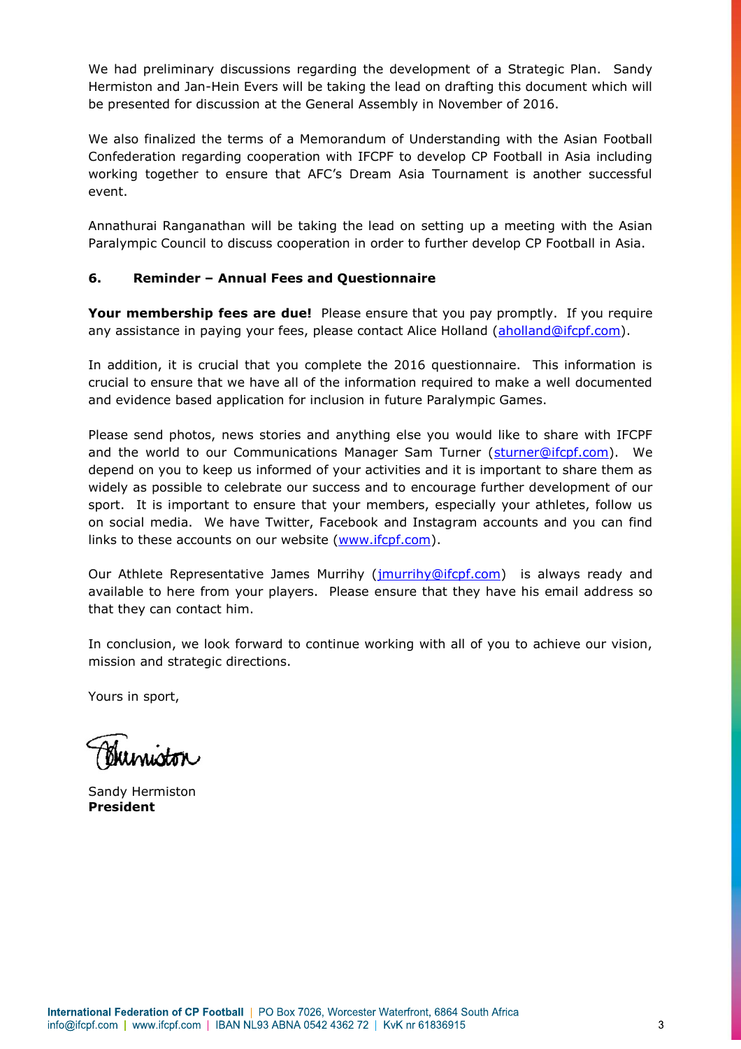We had preliminary discussions regarding the development of a Strategic Plan. Sandy Hermiston and Jan-Hein Evers will be taking the lead on drafting this document which will be presented for discussion at the General Assembly in November of 2016.

We also finalized the terms of a Memorandum of Understanding with the Asian Football Confederation regarding cooperation with IFCPF to develop CP Football in Asia including working together to ensure that AFC's Dream Asia Tournament is another successful event.

Annathurai Ranganathan will be taking the lead on setting up a meeting with the Asian Paralympic Council to discuss cooperation in order to further develop CP Football in Asia.

### 6. Reminder – Annual Fees and Questionnaire

**Your membership fees are due!** Please ensure that you pay promptly. If you require any assistance in paying your fees, please contact Alice Holland (ahollan​d@ifcpf.com).

In addition, it is crucial that you complete the 2016 questionnaire. This information is crucial to ensure that we have all of the information required to make a well documented and evidence based application for inclusion in future Paralympic Games.

Please send photos, news stories and anything else you would like to share with IFCPF and the world to our Communications Manager Sam Turner (sturner@ifcpf.com). We depend on you to keep us informed of your activities and it is important to share them as widely as possible to celebrate our success and to encourage further development of our sport. It is important to ensure that your members, especially your athletes, follow us on social media. We have Twitter, Facebook and Instagram accounts and you can find links to these accounts on our website (www.ifcpf.com).

Our Athlete Representative James Murrihy (jmurrihy@ifcpf.com) is always ready and available to here from your players. Please ensure that they have his email address so that they can contact him.

In conclusion, we look forward to continue working with all of you to achieve our vision, mission and strategic directions.

Yours in sport,

Sandy Hermiston
**President**